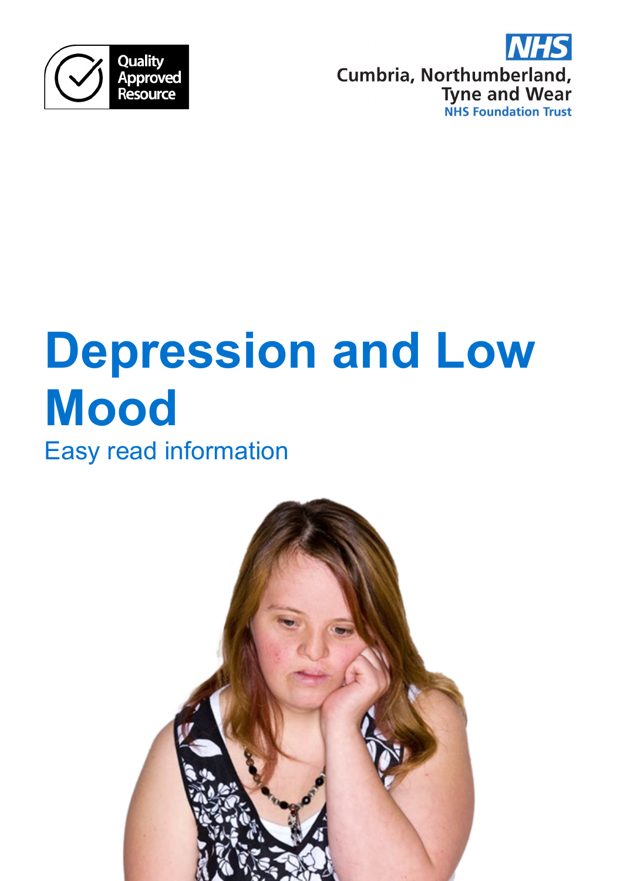Quality Approved Resource

NHS
Cumbria, Northumberland, Tyne and Wear
NHS Foundation Trust

# Depression and Low Mood

Easy read information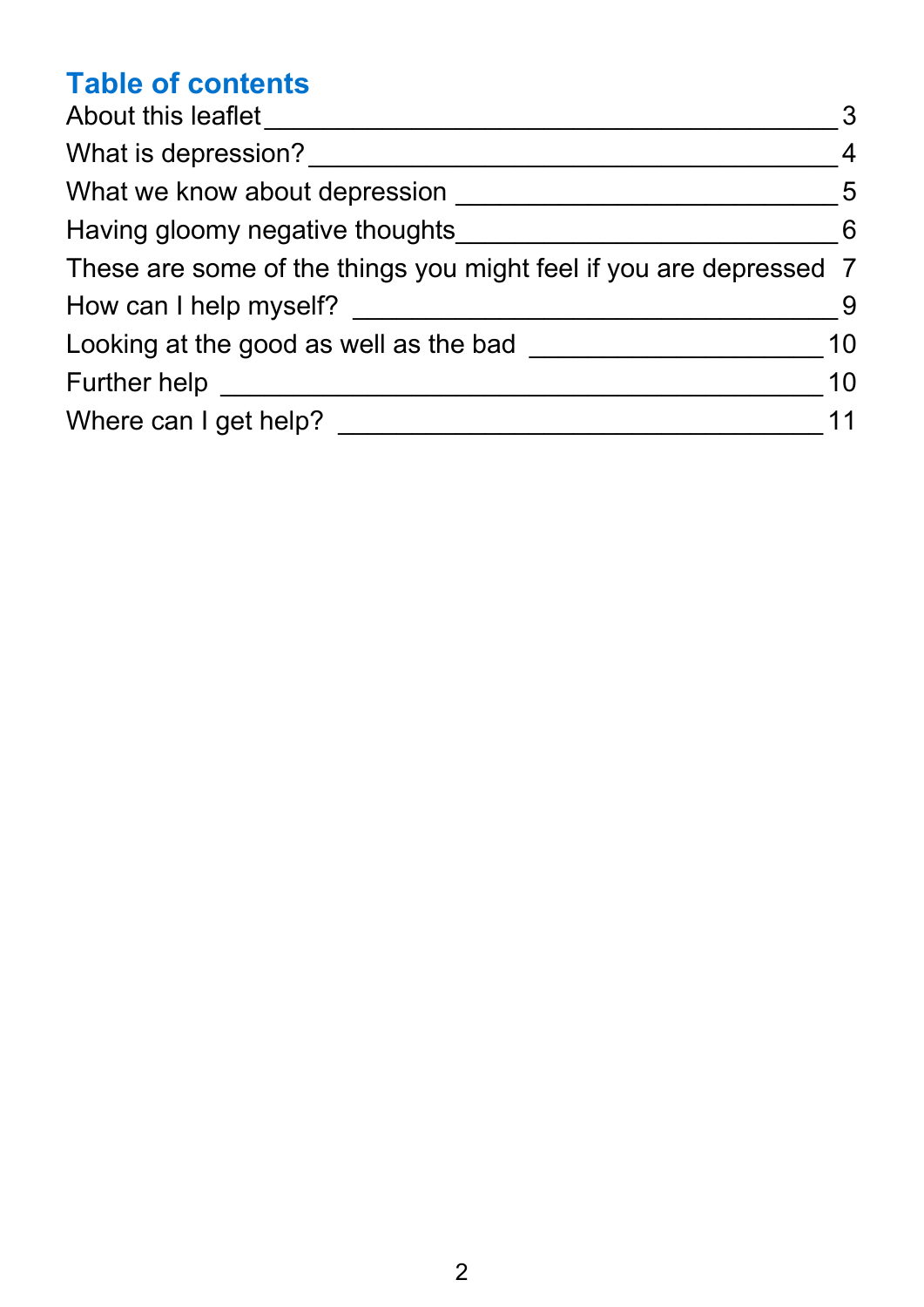## Table of contents

| | |
|---|---|
| About this leaflet | 3 |
| What is depression? | 4 |
| What we know about depression | 5 |
| Having gloomy negative thoughts | 6 |
| These are some of the things you might feel if you are depressed | 7 |
| How can I help myself? | 9 |
| Looking at the good as well as the bad | 10 |
| Further help | 10 |
| Where can I get help? | 11 |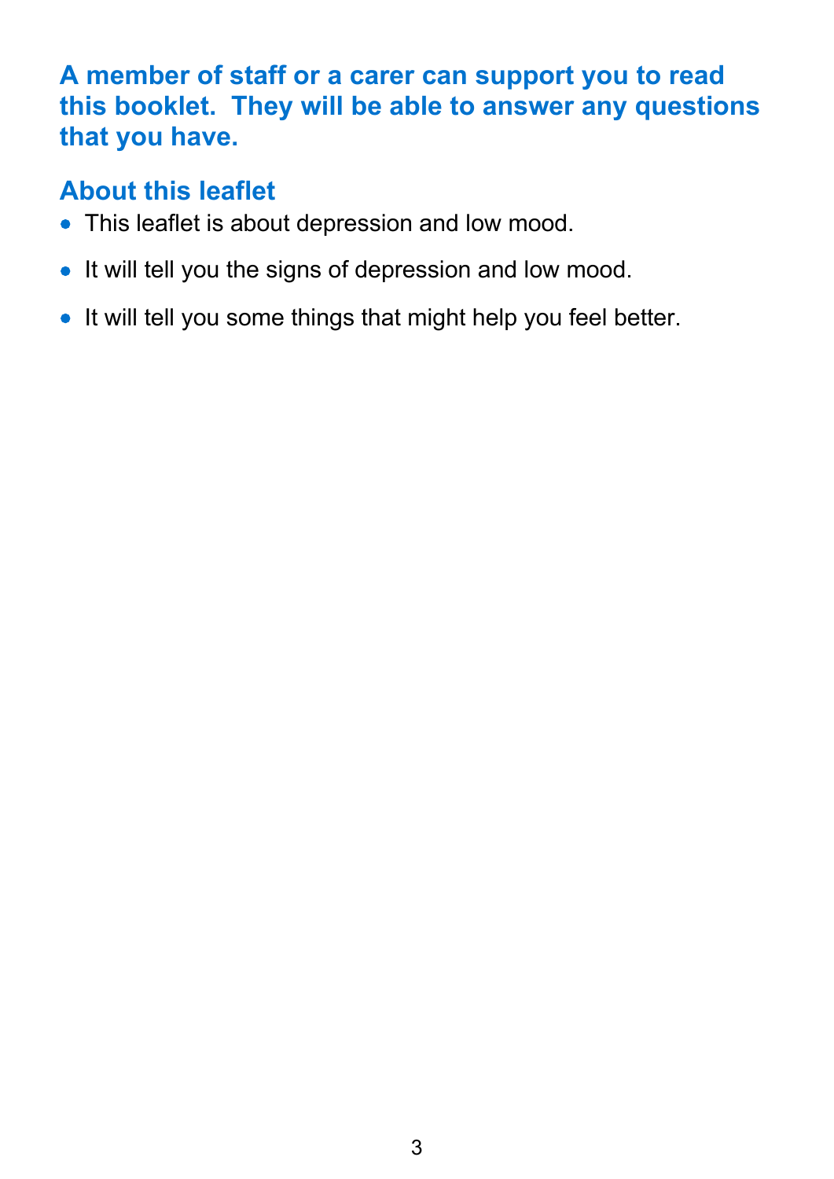**A member of staff or a carer can support you to read this booklet. They will be able to answer any questions that you have.**

## About this leaflet

- This leaflet is about depression and low mood.
- It will tell you the signs of depression and low mood.
- It will tell you some things that might help you feel better.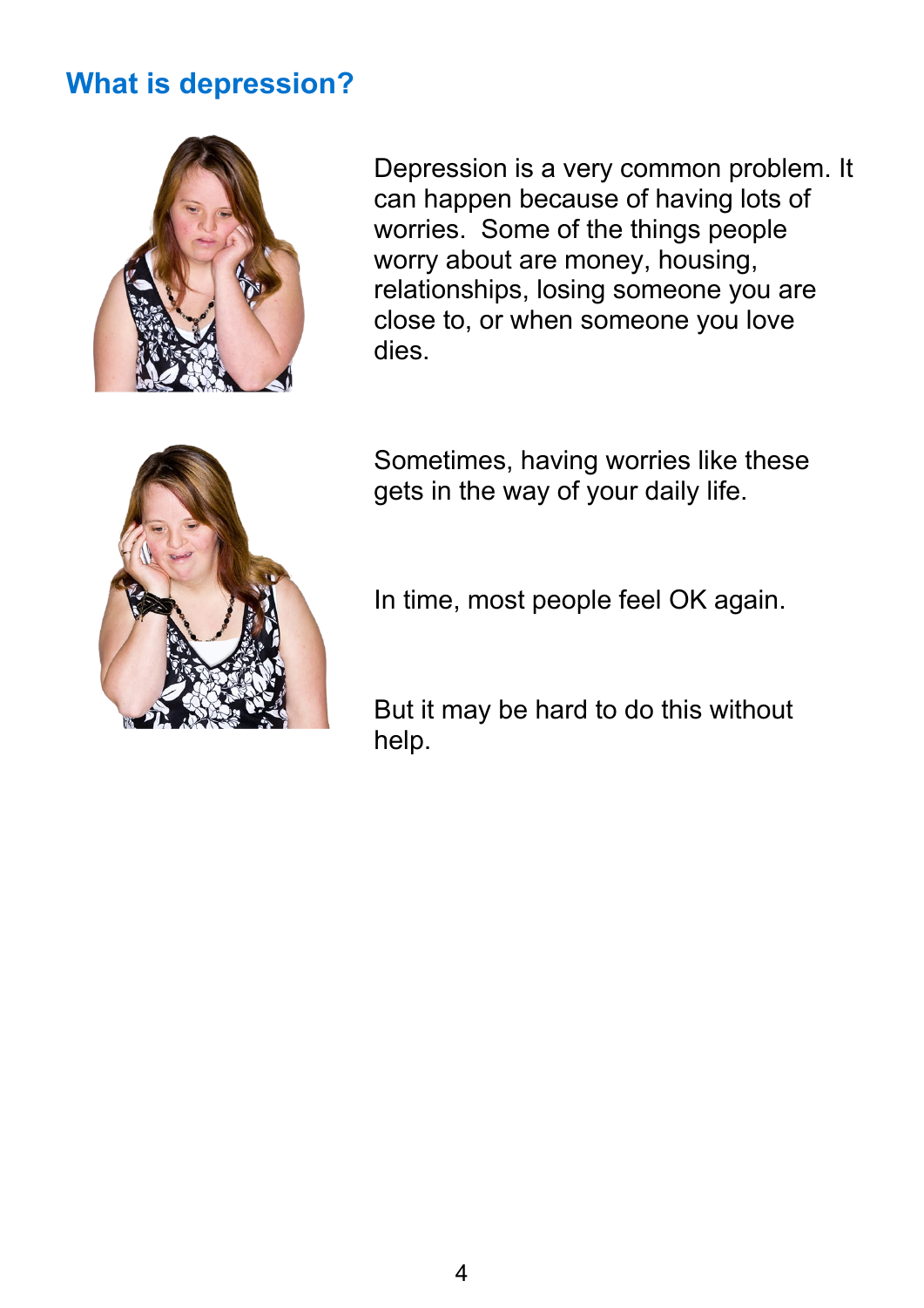## What is depression?

Depression is a very common problem. It can happen because of having lots of worries. Some of the things people worry about are money, housing, relationships, losing someone you are close to, or when someone you love dies.

Sometimes, having worries like these gets in the way of your daily life.

In time, most people feel OK again.

But it may be hard to do this without help.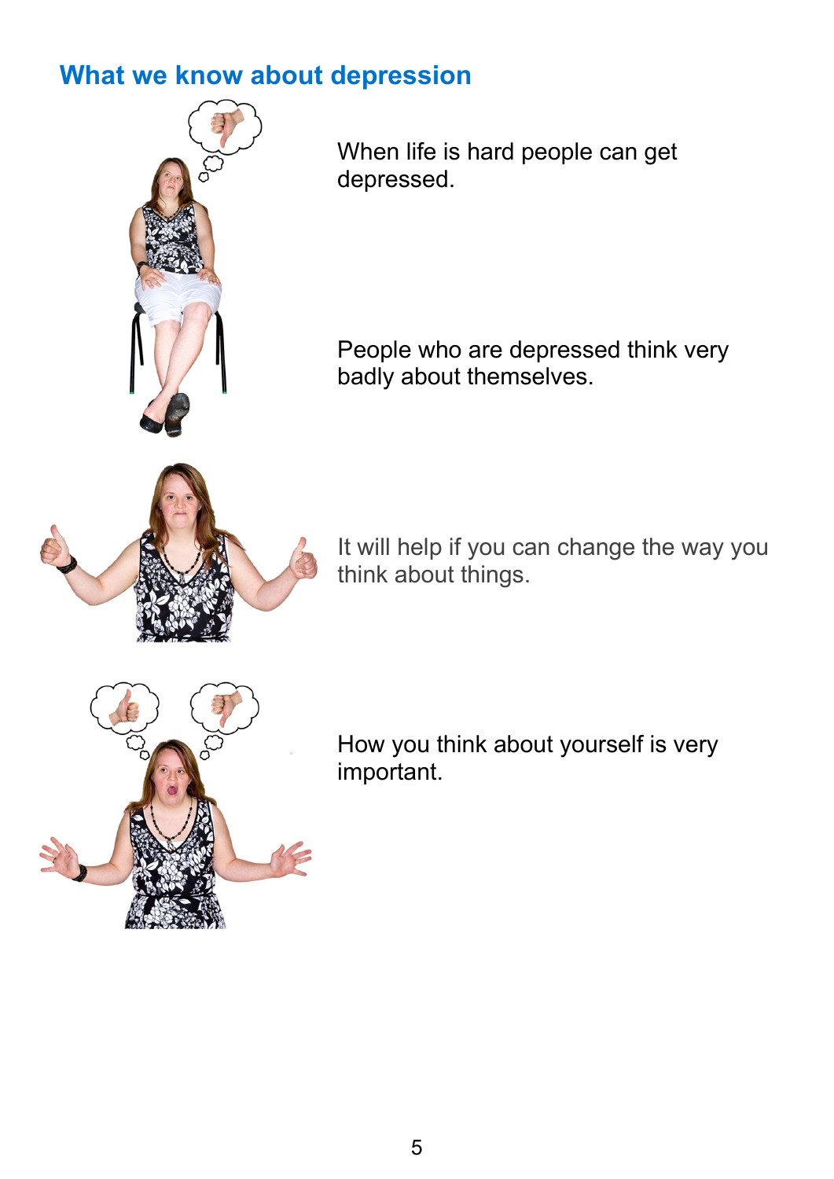## What we know about depression

When life is hard people can get depressed.

People who are depressed think very badly about themselves.

It will help if you can change the way you think about things.

How you think about yourself is very important.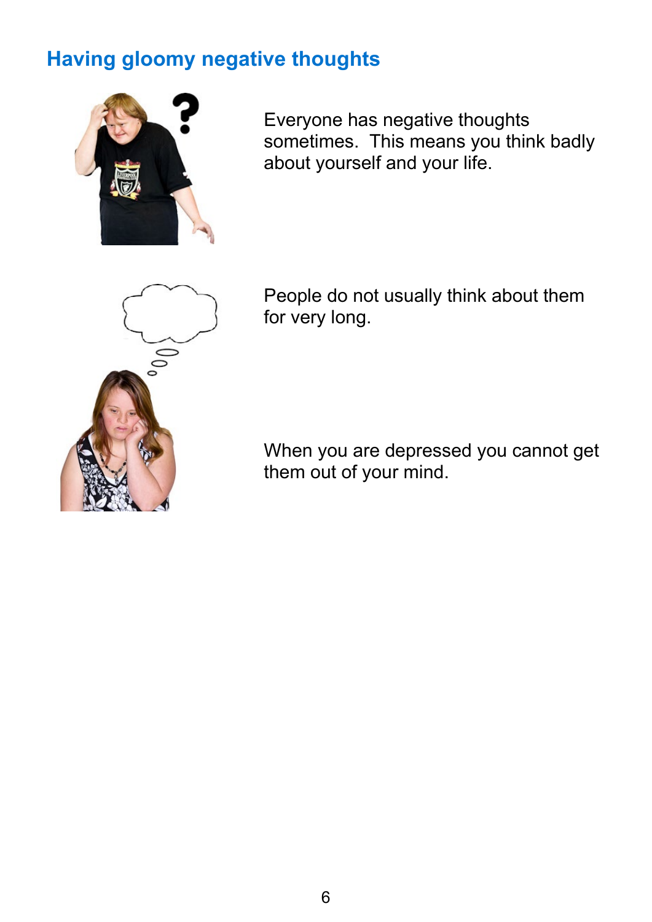## Having gloomy negative thoughts

Everyone has negative thoughts sometimes. This means you think badly about yourself and your life.

People do not usually think about them for very long.

When you are depressed you cannot get them out of your mind.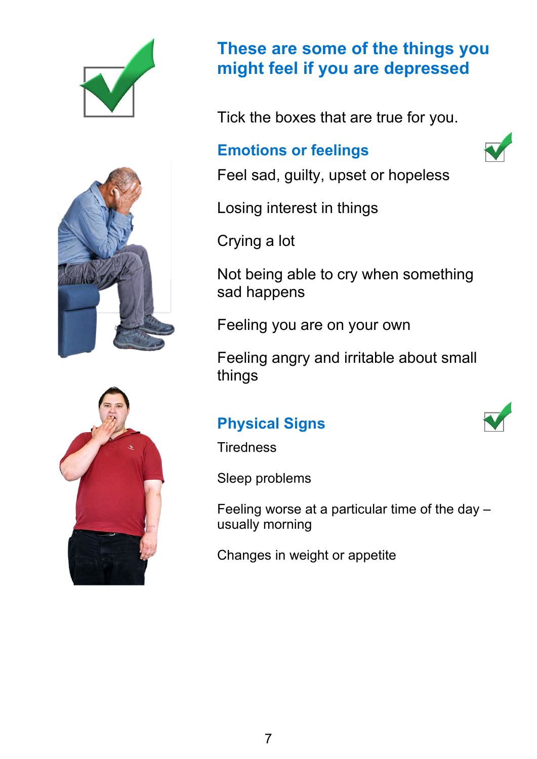## These are some of the things you might feel if you are depressed

Tick the boxes that are true for you.

### Emotions or feelings

Feel sad, guilty, upset or hopeless

Losing interest in things

Crying a lot

Not being able to cry when something sad happens

Feeling you are on your own

Feeling angry and irritable about small things

### Physical Signs

Tiredness

Sleep problems

Feeling worse at a particular time of the day – usually morning

Changes in weight or appetite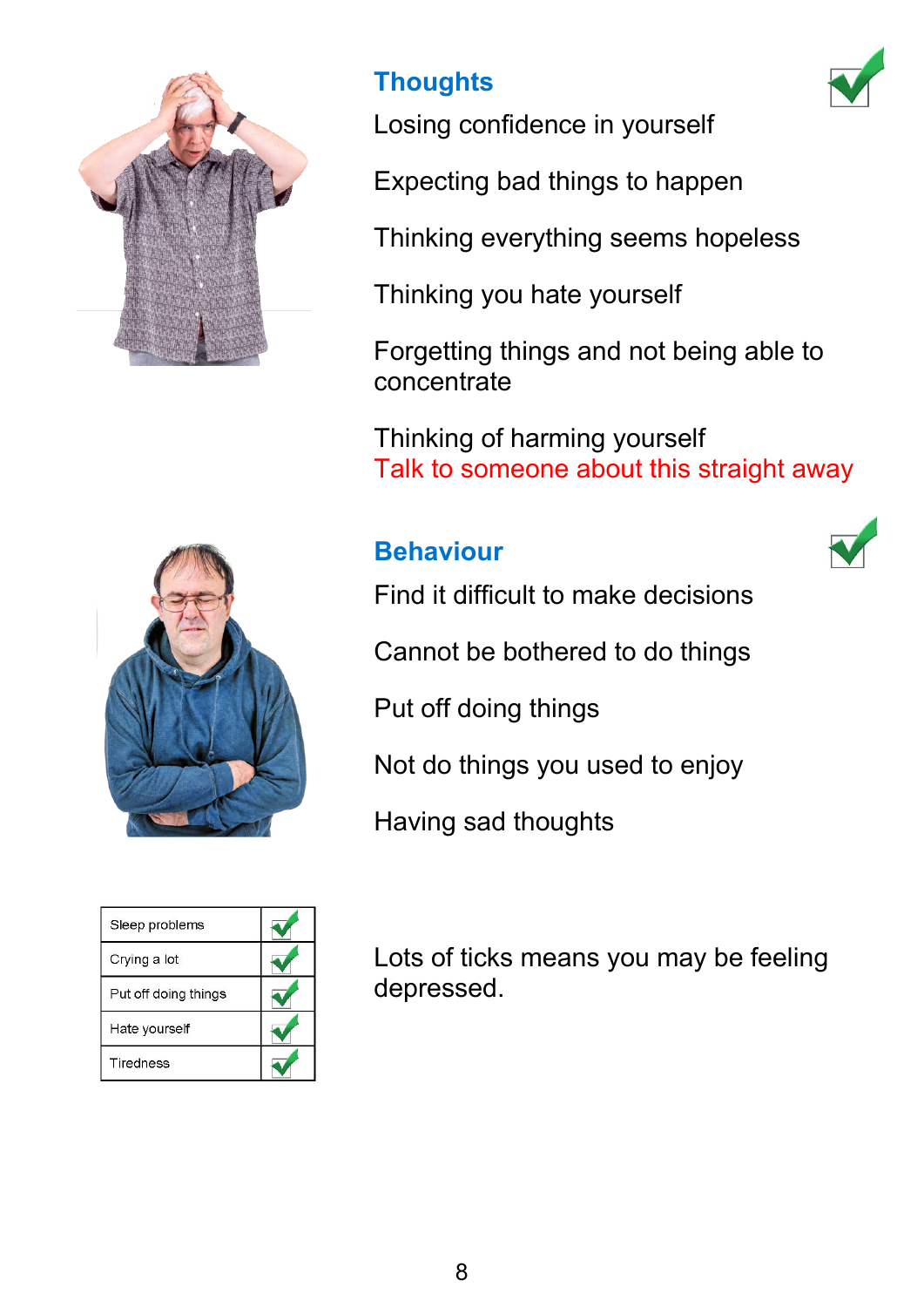## Thoughts

Losing confidence in yourself

Expecting bad things to happen

Thinking everything seems hopeless

Thinking you hate yourself

Forgetting things and not being able to concentrate

Thinking of harming yourself
Talk to someone about this straight away

## Behaviour

Find it difficult to make decisions

Cannot be bothered to do things

Put off doing things

Not do things you used to enjoy

Having sad thoughts

| Sleep problems | ✓ |
|---|---|
| Crying a lot | ✓ |
| Put off doing things | ✓ |
| Hate yourself | ✓ |
| Tiredness | ✓ |

Lots of ticks means you may be feeling depressed.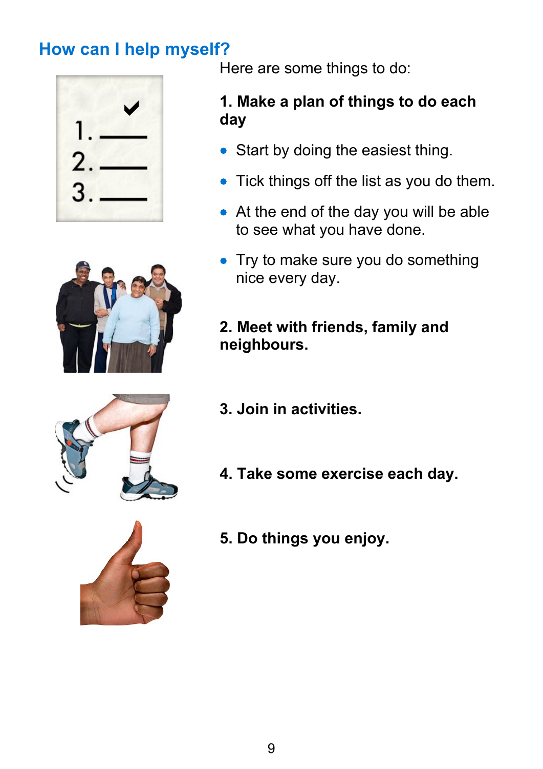## How can I help myself?

Here are some things to do:

**1. Make a plan of things to do each day**

- Start by doing the easiest thing.
- Tick things off the list as you do them.
- At the end of the day you will be able to see what you have done.
- Try to make sure you do something nice every day.

**2. Meet with friends, family and neighbours.**

**3. Join in activities.**

**4. Take some exercise each day.**

**5. Do things you enjoy.**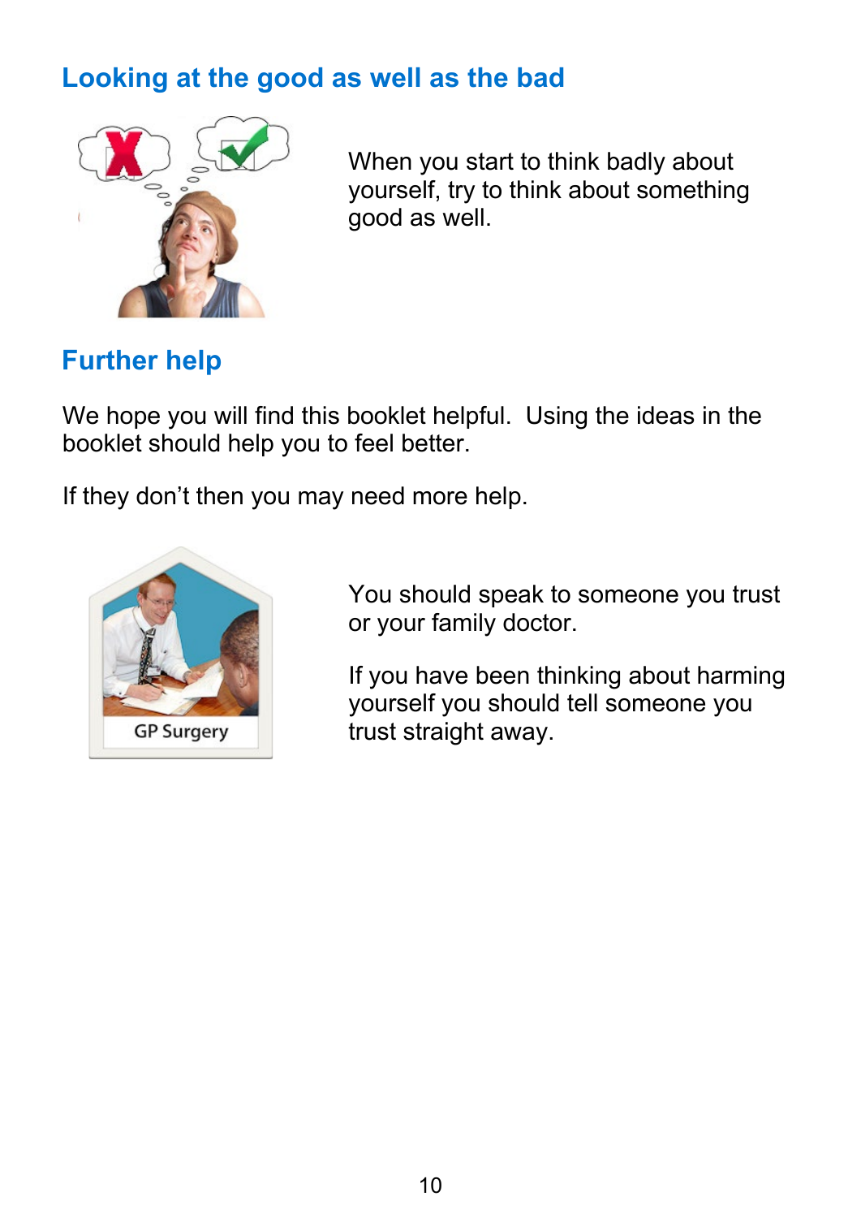## Looking at the good as well as the bad

When you start to think badly about yourself, try to think about something good as well.

## Further help

We hope you will find this booklet helpful. Using the ideas in the booklet should help you to feel better.

If they don't then you may need more help.

You should speak to someone you trust or your family doctor.

If you have been thinking about harming yourself you should tell someone you trust straight away.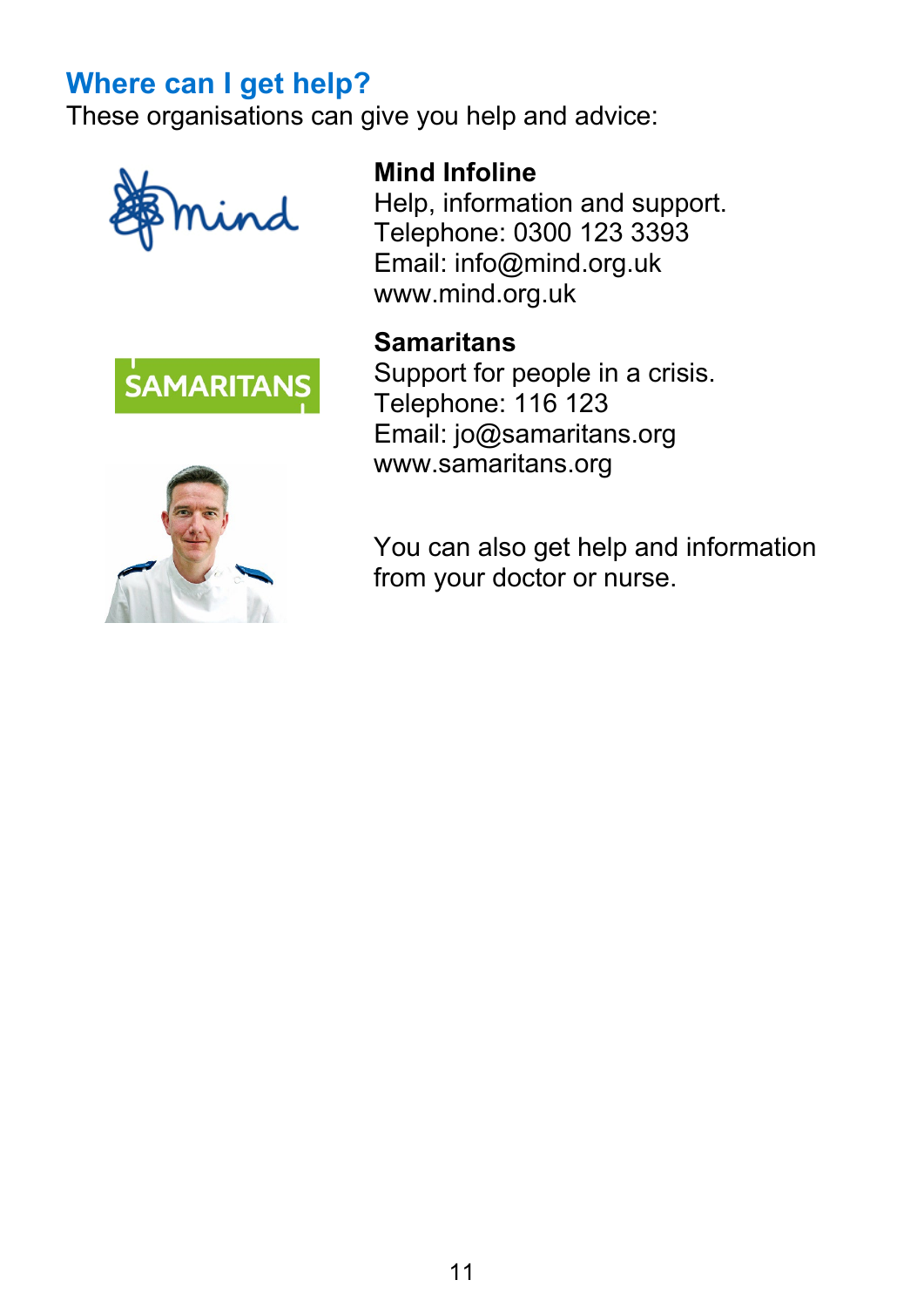## Where can I get help?

These organisations can give you help and advice:

**Mind Infoline**
Help, information and support.
Telephone: 0300 123 3393
Email: info@mind.org.uk
www.mind.org.uk

**Samaritans**
Support for people in a crisis.
Telephone: 116 123
Email: jo@samaritans.org
www.samaritans.org

You can also get help and information from your doctor or nurse.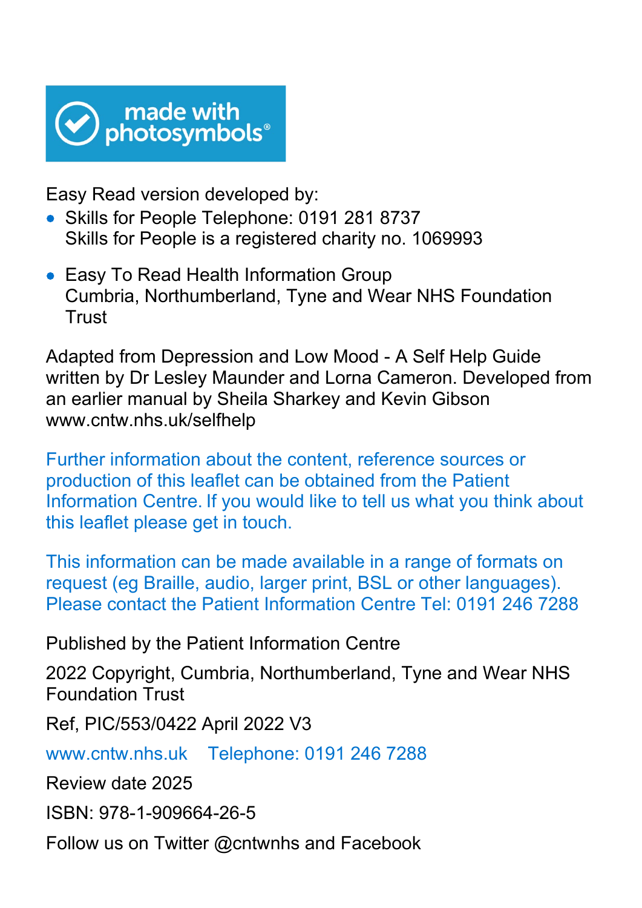made with photosymbols®

Easy Read version developed by:

- Skills for People Telephone: 0191 281 8737
  Skills for People is a registered charity no. 1069993
- Easy To Read Health Information Group
  Cumbria, Northumberland, Tyne and Wear NHS Foundation Trust

Adapted from Depression and Low Mood - A Self Help Guide written by Dr Lesley Maunder and Lorna Cameron. Developed from an earlier manual by Sheila Sharkey and Kevin Gibson www.cntw.nhs.uk/selfhelp

Further information about the content, reference sources or production of this leaflet can be obtained from the Patient Information Centre. If you would like to tell us what you think about this leaflet please get in touch.

This information can be made available in a range of formats on request (eg Braille, audio, larger print, BSL or other languages). Please contact the Patient Information Centre Tel: 0191 246 7288

Published by the Patient Information Centre

2022 Copyright, Cumbria, Northumberland, Tyne and Wear NHS Foundation Trust

Ref, PIC/553/0422 April 2022 V3

www.cntw.nhs.uk Telephone: 0191 246 7288

Review date 2025

ISBN: 978-1-909664-26-5

Follow us on Twitter @cntwnhs and Facebook